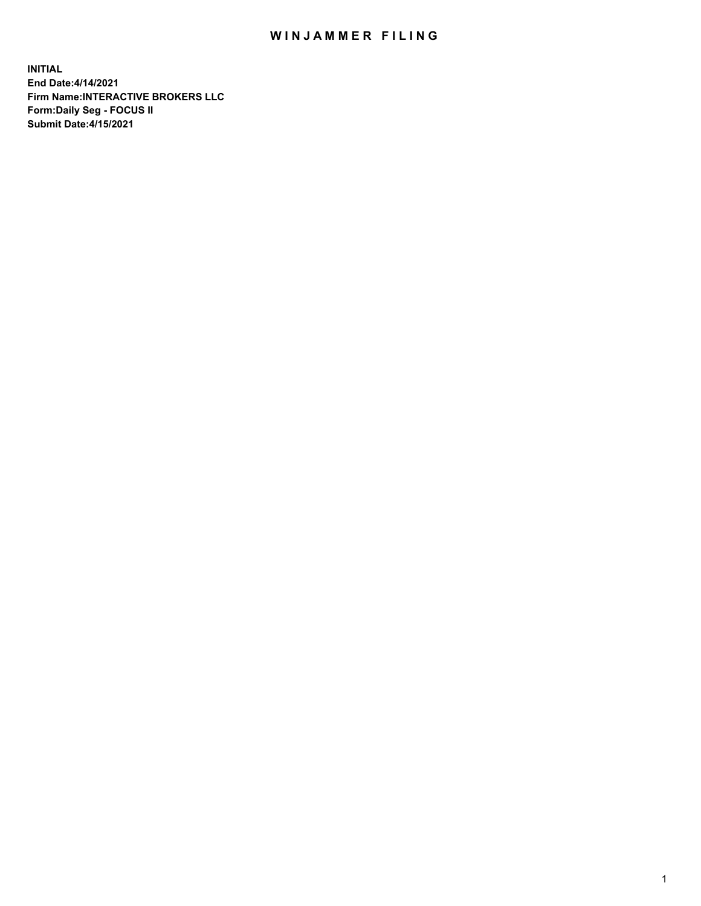# WINJAMMER FILING

**INITIAL**
**End Date:4/14/2021**
**Firm Name:INTERACTIVE BROKERS LLC**
**Form:Daily Seg - FOCUS II**
**Submit Date:4/15/2021**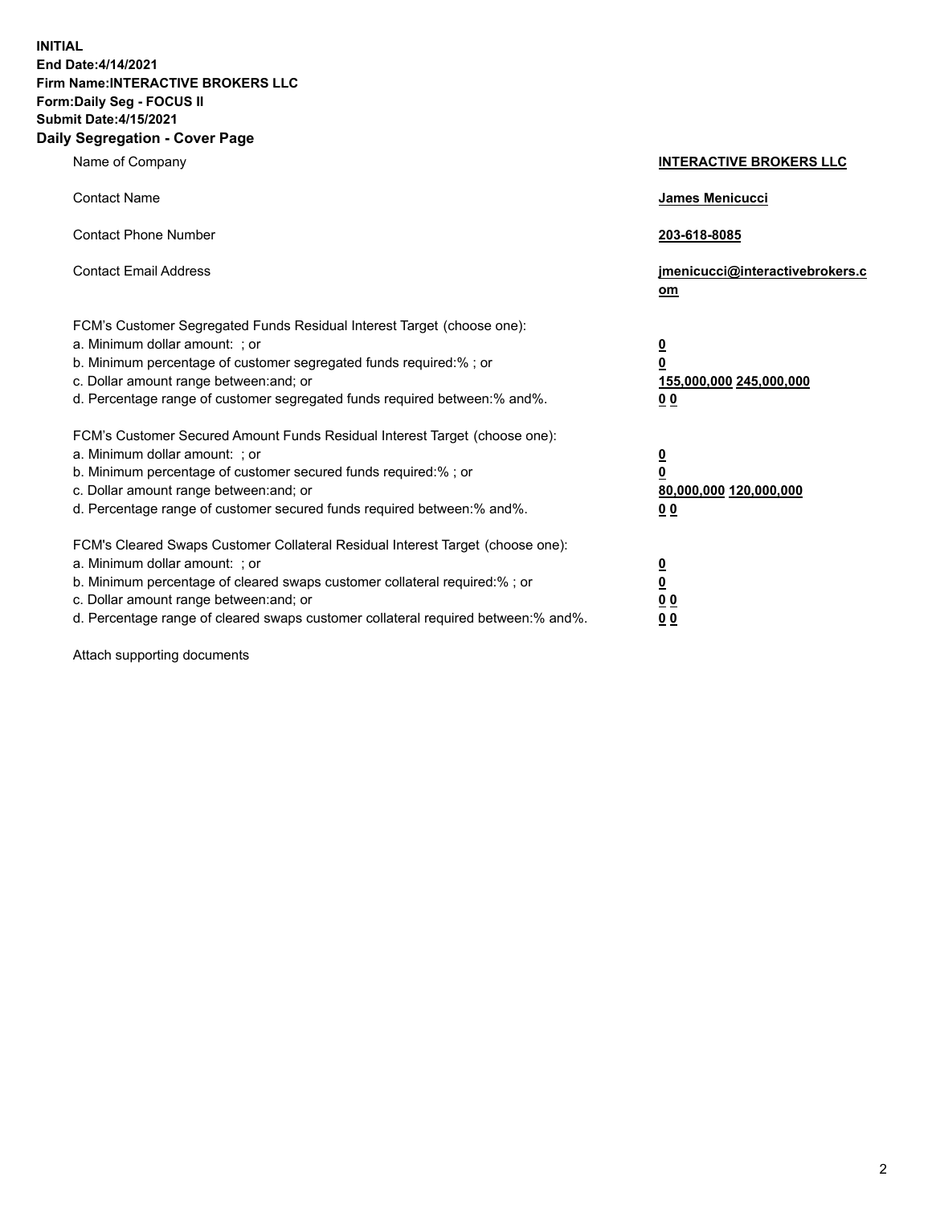**INITIAL**
**End Date:4/14/2021**
**Firm Name:INTERACTIVE BROKERS LLC**
**Form:Daily Seg - FOCUS II**
**Submit Date:4/15/2021**

## Daily Segregation - Cover Page

| | |
|---|---|
| Name of Company | **INTERACTIVE BROKERS LLC** |
| Contact Name | **James Menicucci** |
| Contact Phone Number | **203-618-8085** |
| Contact Email Address | **jmenicucci@interactivebrokers.com** |

FCM's Customer Segregated Funds Residual Interest Target (choose one):

| | |
|---|---|
| a. Minimum dollar amount: ; or | **0** |
| b. Minimum percentage of customer segregated funds required:% ; or | **0** |
| c. Dollar amount range between:and; or | **155,000,000 245,000,000** |
| d. Percentage range of customer segregated funds required between:% and%. | **0 0** |

FCM's Customer Secured Amount Funds Residual Interest Target (choose one):

| | |
|---|---|
| a. Minimum dollar amount: ; or | **0** |
| b. Minimum percentage of customer secured funds required:% ; or | **0** |
| c. Dollar amount range between:and; or | **80,000,000 120,000,000** |
| d. Percentage range of customer secured funds required between:% and%. | **0 0** |

FCM's Cleared Swaps Customer Collateral Residual Interest Target (choose one):

| | |
|---|---|
| a. Minimum dollar amount: ; or | **0** |
| b. Minimum percentage of cleared swaps customer collateral required:% ; or | **0** |
| c. Dollar amount range between:and; or | **0 0** |
| d. Percentage range of cleared swaps customer collateral required between:% and%. | **0 0** |

Attach supporting documents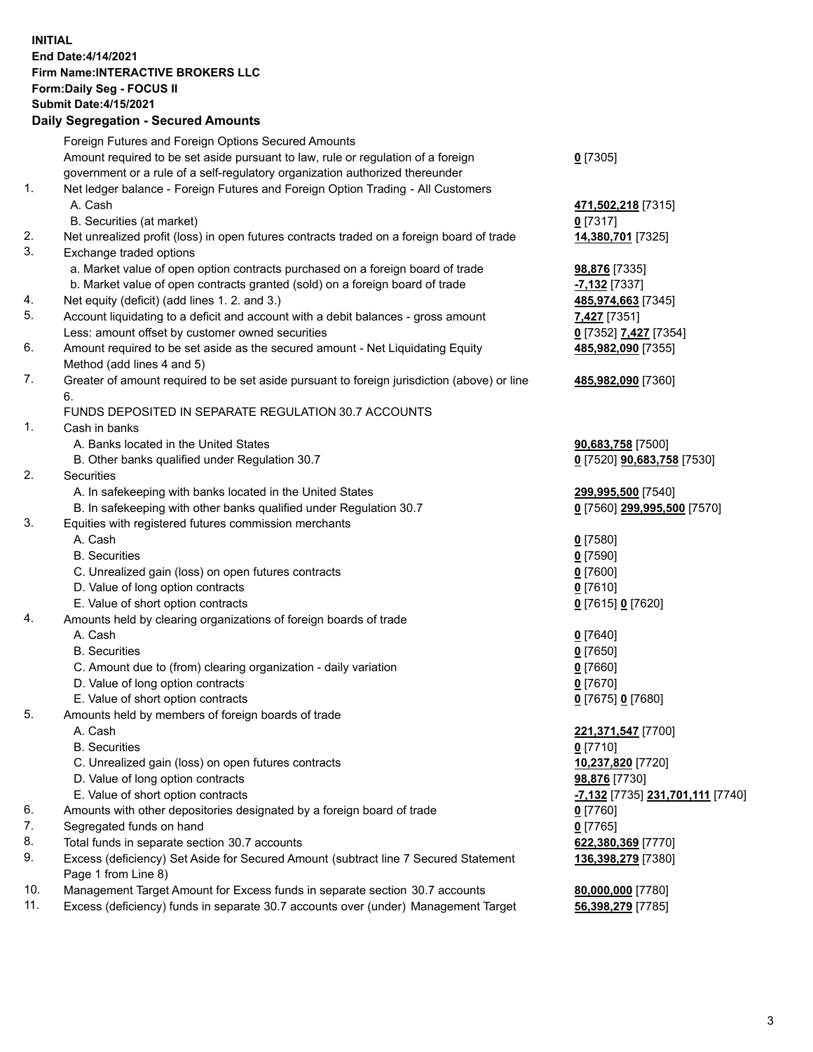**INITIAL**
**End Date:4/14/2021**
**Firm Name:INTERACTIVE BROKERS LLC**
**Form:Daily Seg - FOCUS II**
**Submit Date:4/15/2021**

**Daily Segregation - Secured Amounts**

| | | |
|---|---|---|
| | Foreign Futures and Foreign Options Secured Amounts | |
| | Amount required to be set aside pursuant to law, rule or regulation of a foreign government or a rule of a self-regulatory organization authorized thereunder | **0** [7305] |
| 1. | Net ledger balance - Foreign Futures and Foreign Option Trading - All Customers | |
| | A. Cash | **471,502,218** [7315] |
| | B. Securities (at market) | **0** [7317] |
| 2. | Net unrealized profit (loss) in open futures contracts traded on a foreign board of trade | **14,380,701** [7325] |
| 3. | Exchange traded options | |
| | a. Market value of open option contracts purchased on a foreign board of trade | **98,876** [7335] |
| | b. Market value of open contracts granted (sold) on a foreign board of trade | **-7,132** [7337] |
| 4. | Net equity (deficit) (add lines 1. 2. and 3.) | **485,974,663** [7345] |
| 5. | Account liquidating to a deficit and account with a debit balances - gross amount | **7,427** [7351] |
| | Less: amount offset by customer owned securities | **0** [7352] **7,427** [7354] |
| 6. | Amount required to be set aside as the secured amount - Net Liquidating Equity Method (add lines 4 and 5) | **485,982,090** [7355] |
| 7. | Greater of amount required to be set aside pursuant to foreign jurisdiction (above) or line 6. | **485,982,090** [7360] |
| | FUNDS DEPOSITED IN SEPARATE REGULATION 30.7 ACCOUNTS | |
| 1. | Cash in banks | |
| | A. Banks located in the United States | **90,683,758** [7500] |
| | B. Other banks qualified under Regulation 30.7 | **0** [7520] **90,683,758** [7530] |
| 2. | Securities | |
| | A. In safekeeping with banks located in the United States | **299,995,500** [7540] |
| | B. In safekeeping with other banks qualified under Regulation 30.7 | **0** [7560] **299,995,500** [7570] |
| 3. | Equities with registered futures commission merchants | |
| | A. Cash | **0** [7580] |
| | B. Securities | **0** [7590] |
| | C. Unrealized gain (loss) on open futures contracts | **0** [7600] |
| | D. Value of long option contracts | **0** [7610] |
| | E. Value of short option contracts | **0** [7615] **0** [7620] |
| 4. | Amounts held by clearing organizations of foreign boards of trade | |
| | A. Cash | **0** [7640] |
| | B. Securities | **0** [7650] |
| | C. Amount due to (from) clearing organization - daily variation | **0** [7660] |
| | D. Value of long option contracts | **0** [7670] |
| | E. Value of short option contracts | **0** [7675] **0** [7680] |
| 5. | Amounts held by members of foreign boards of trade | |
| | A. Cash | **221,371,547** [7700] |
| | B. Securities | **0** [7710] |
| | C. Unrealized gain (loss) on open futures contracts | **10,237,820** [7720] |
| | D. Value of long option contracts | **98,876** [7730] |
| | E. Value of short option contracts | **-7,132** [7735] **231,701,111** [7740] |
| 6. | Amounts with other depositories designated by a foreign board of trade | **0** [7760] |
| 7. | Segregated funds on hand | **0** [7765] |
| 8. | Total funds in separate section 30.7 accounts | **622,380,369** [7770] |
| 9. | Excess (deficiency) Set Aside for Secured Amount (subtract line 7 Secured Statement Page 1 from Line 8) | **136,398,279** [7380] |
| 10. | Management Target Amount for Excess funds in separate section 30.7 accounts | **80,000,000** [7780] |
| 11. | Excess (deficiency) funds in separate 30.7 accounts over (under) Management Target | **56,398,279** [7785] |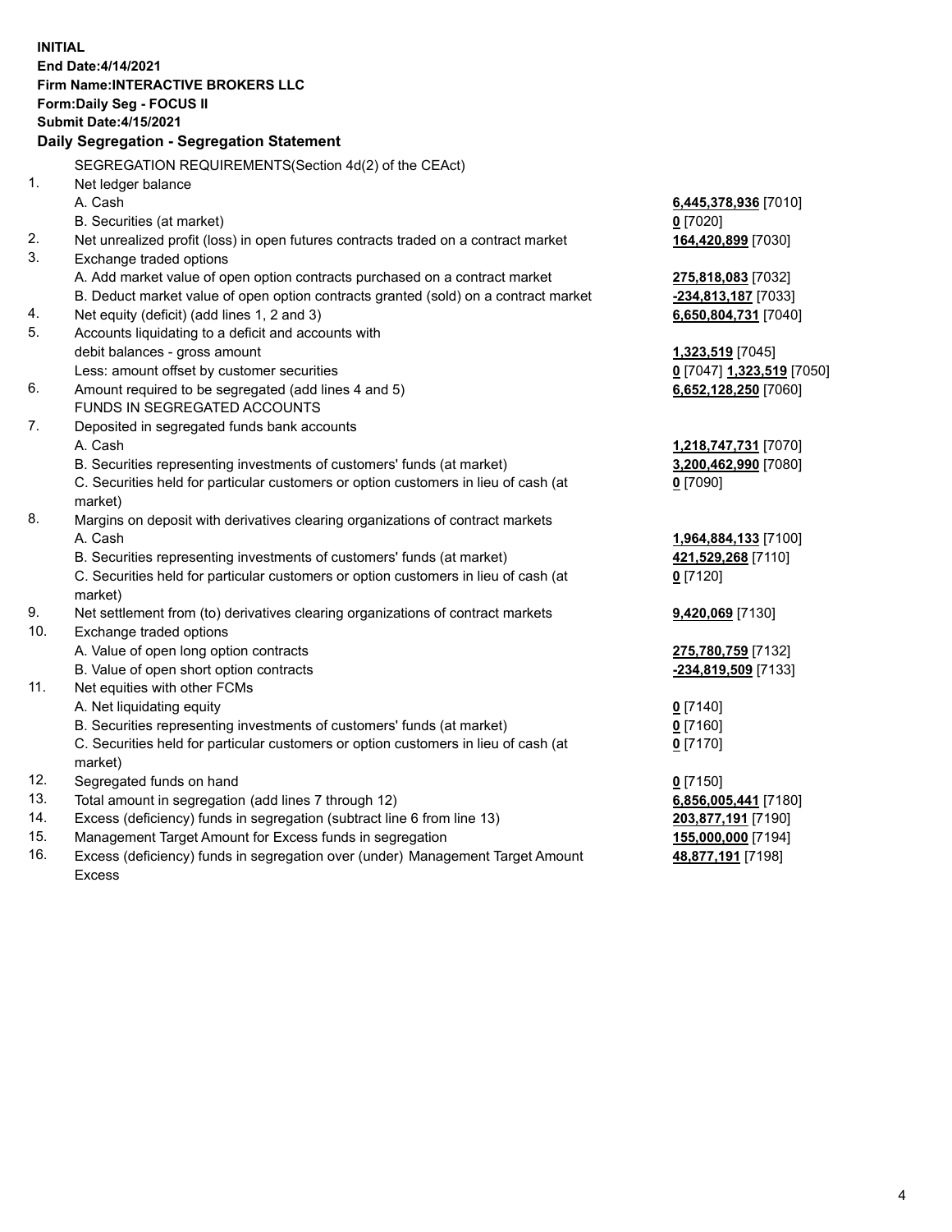**INITIAL**
**End Date:4/14/2021**
**Firm Name:INTERACTIVE BROKERS LLC**
**Form:Daily Seg - FOCUS II**
**Submit Date:4/15/2021**

**Daily Segregation - Segregation Statement**

| | | |
|---|---|---|
| | SEGREGATION REQUIREMENTS(Section 4d(2) of the CEAct) | |
| 1. | Net ledger balance | |
| | A. Cash | **6,445,378,936** [7010] |
| | B. Securities (at market) | **0** [7020] |
| 2. | Net unrealized profit (loss) in open futures contracts traded on a contract market | **164,420,899** [7030] |
| 3. | Exchange traded options | |
| | A. Add market value of open option contracts purchased on a contract market | **275,818,083** [7032] |
| | B. Deduct market value of open option contracts granted (sold) on a contract market | **-234,813,187** [7033] |
| 4. | Net equity (deficit) (add lines 1, 2 and 3) | **6,650,804,731** [7040] |
| 5. | Accounts liquidating to a deficit and accounts with | |
| | debit balances - gross amount | **1,323,519** [7045] |
| | Less: amount offset by customer securities | **0** [7047] **1,323,519** [7050] |
| 6. | Amount required to be segregated (add lines 4 and 5) | **6,652,128,250** [7060] |
| | FUNDS IN SEGREGATED ACCOUNTS | |
| 7. | Deposited in segregated funds bank accounts | |
| | A. Cash | **1,218,747,731** [7070] |
| | B. Securities representing investments of customers' funds (at market) | **3,200,462,990** [7080] |
| | C. Securities held for particular customers or option customers in lieu of cash (at market) | **0** [7090] |
| 8. | Margins on deposit with derivatives clearing organizations of contract markets | |
| | A. Cash | **1,964,884,133** [7100] |
| | B. Securities representing investments of customers' funds (at market) | **421,529,268** [7110] |
| | C. Securities held for particular customers or option customers in lieu of cash (at market) | **0** [7120] |
| 9. | Net settlement from (to) derivatives clearing organizations of contract markets | **9,420,069** [7130] |
| 10. | Exchange traded options | |
| | A. Value of open long option contracts | **275,780,759** [7132] |
| | B. Value of open short option contracts | **-234,819,509** [7133] |
| 11. | Net equities with other FCMs | |
| | A. Net liquidating equity | **0** [7140] |
| | B. Securities representing investments of customers' funds (at market) | **0** [7160] |
| | C. Securities held for particular customers or option customers in lieu of cash (at market) | **0** [7170] |
| 12. | Segregated funds on hand | **0** [7150] |
| 13. | Total amount in segregation (add lines 7 through 12) | **6,856,005,441** [7180] |
| 14. | Excess (deficiency) funds in segregation (subtract line 6 from line 13) | **203,877,191** [7190] |
| 15. | Management Target Amount for Excess funds in segregation | **155,000,000** [7194] |
| 16. | Excess (deficiency) funds in segregation over (under) Management Target Amount Excess | **48,877,191** [7198] |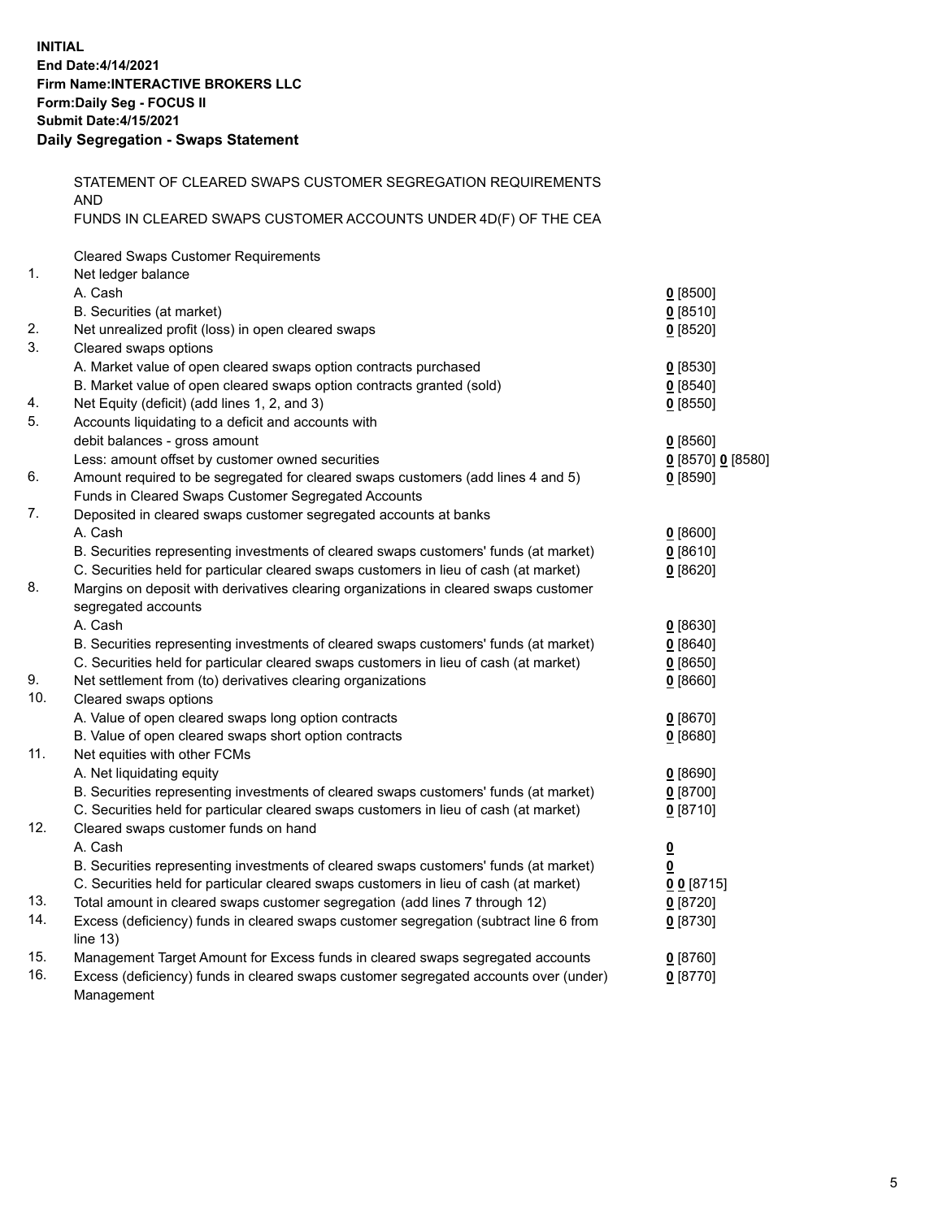**INITIAL**
**End Date:4/14/2021**
**Firm Name:INTERACTIVE BROKERS LLC**
**Form:Daily Seg - FOCUS II**
**Submit Date:4/15/2021**
**Daily Segregation - Swaps Statement**

STATEMENT OF CLEARED SWAPS CUSTOMER SEGREGATION REQUIREMENTS AND FUNDS IN CLEARED SWAPS CUSTOMER ACCOUNTS UNDER 4D(F) OF THE CEA

| | | |
|---|---|---|
| | Cleared Swaps Customer Requirements | |
| 1. | Net ledger balance | |
| | A. Cash | 0 [8500] |
| | B. Securities (at market) | 0 [8510] |
| 2. | Net unrealized profit (loss) in open cleared swaps | 0 [8520] |
| 3. | Cleared swaps options | |
| | A. Market value of open cleared swaps option contracts purchased | 0 [8530] |
| | B. Market value of open cleared swaps option contracts granted (sold) | 0 [8540] |
| 4. | Net Equity (deficit) (add lines 1, 2, and 3) | 0 [8550] |
| 5. | Accounts liquidating to a deficit and accounts with debit balances - gross amount | 0 [8560] |
| | Less: amount offset by customer owned securities | 0 [8570] 0 [8580] |
| 6. | Amount required to be segregated for cleared swaps customers (add lines 4 and 5) | 0 [8590] |
| | Funds in Cleared Swaps Customer Segregated Accounts | |
| 7. | Deposited in cleared swaps customer segregated accounts at banks | |
| | A. Cash | 0 [8600] |
| | B. Securities representing investments of cleared swaps customers' funds (at market) | 0 [8610] |
| | C. Securities held for particular cleared swaps customers in lieu of cash (at market) | 0 [8620] |
| 8. | Margins on deposit with derivatives clearing organizations in cleared swaps customer segregated accounts | |
| | A. Cash | 0 [8630] |
| | B. Securities representing investments of cleared swaps customers' funds (at market) | 0 [8640] |
| | C. Securities held for particular cleared swaps customers in lieu of cash (at market) | 0 [8650] |
| 9. | Net settlement from (to) derivatives clearing organizations | 0 [8660] |
| 10. | Cleared swaps options | |
| | A. Value of open cleared swaps long option contracts | 0 [8670] |
| | B. Value of open cleared swaps short option contracts | 0 [8680] |
| 11. | Net equities with other FCMs | |
| | A. Net liquidating equity | 0 [8690] |
| | B. Securities representing investments of cleared swaps customers' funds (at market) | 0 [8700] |
| | C. Securities held for particular cleared swaps customers in lieu of cash (at market) | 0 [8710] |
| 12. | Cleared swaps customer funds on hand | |
| | A. Cash | 0 |
| | B. Securities representing investments of cleared swaps customers' funds (at market) | 0 |
| | C. Securities held for particular cleared swaps customers in lieu of cash (at market) | 0 0 [8715] |
| 13. | Total amount in cleared swaps customer segregation (add lines 7 through 12) | 0 [8720] |
| 14. | Excess (deficiency) funds in cleared swaps customer segregation (subtract line 6 from line 13) | 0 [8730] |
| 15. | Management Target Amount for Excess funds in cleared swaps segregated accounts | 0 [8760] |
| 16. | Excess (deficiency) funds in cleared swaps customer segregated accounts over (under) Management | 0 [8770] |